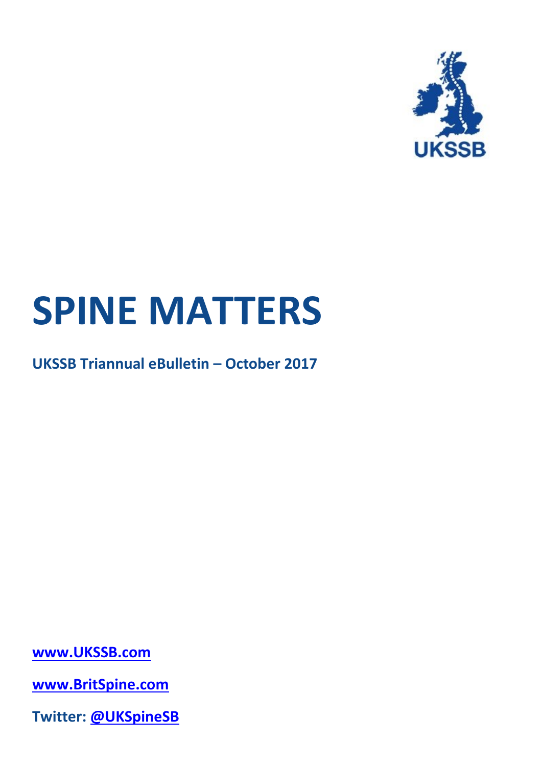UKSSB

# SPINE MATTERS

**UKSSB Triannual eBulletin – October 2017**

**[www.UKSSB.com](http://www.UKSSB.com)**

**[www.BritSpine.com](http://www.BritSpine.com)**

**Twitter: [@UKSpineSB](https://twitter.com/UKSpineSB)**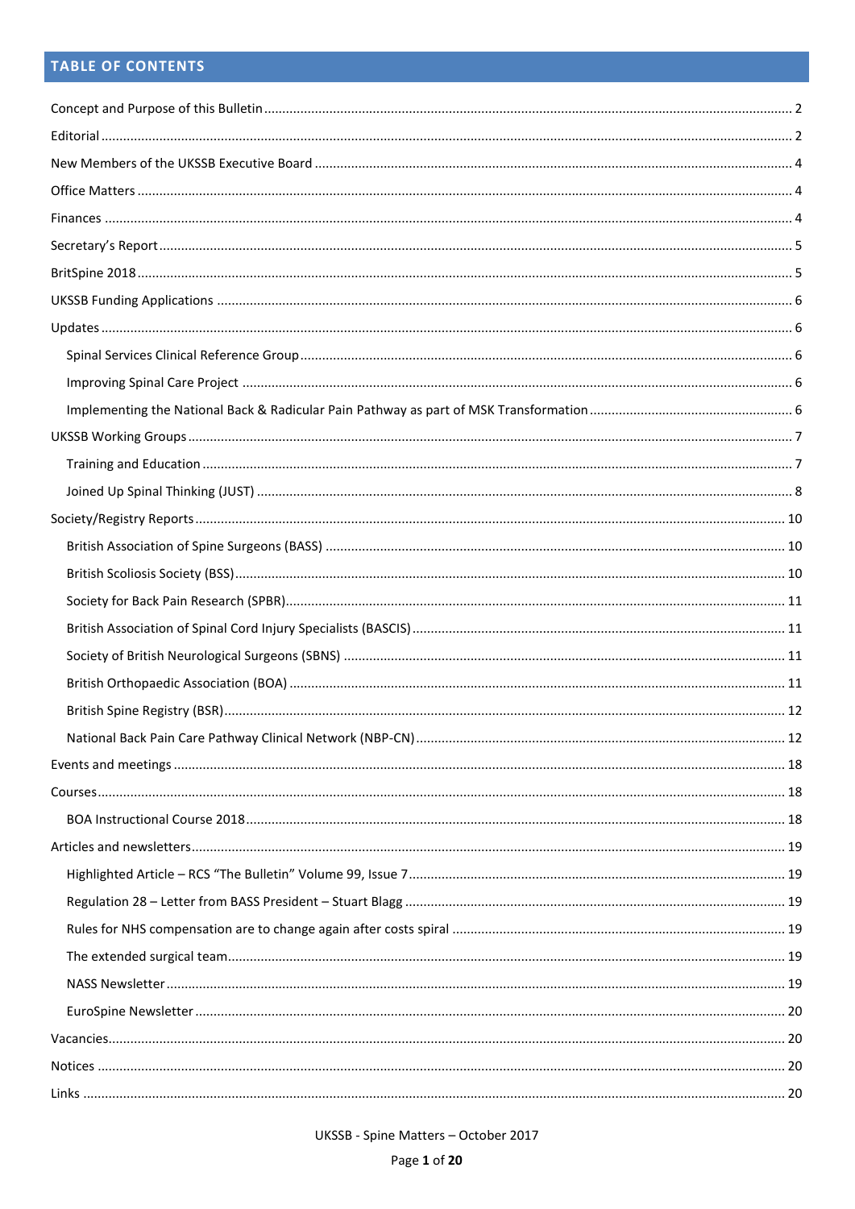## TABLE OF CONTENTS

Concept and Purpose of this Bulletin ........ 2

Editorial ........ 2

New Members of the UKSSB Executive Board ........ 4

Office Matters ........ 4

Finances ........ 4

Secretary's Report ........ 5

BritSpine 2018 ........ 5

UKSSB Funding Applications ........ 6

Updates ........ 6

- Spinal Services Clinical Reference Group ........ 6
- Improving Spinal Care Project ........ 6
- Implementing the National Back & Radicular Pain Pathway as part of MSK Transformation ........ 6

UKSSB Working Groups ........ 7

- Training and Education ........ 7
- Joined Up Spinal Thinking (JUST) ........ 8

Society/Registry Reports ........ 10

- British Association of Spine Surgeons (BASS) ........ 10
- British Scoliosis Society (BSS) ........ 10
- Society for Back Pain Research (SPBR) ........ 11
- British Association of Spinal Cord Injury Specialists (BASCIS) ........ 11
- Society of British Neurological Surgeons (SBNS) ........ 11
- British Orthopaedic Association (BOA) ........ 11
- British Spine Registry (BSR) ........ 12
- National Back Pain Care Pathway Clinical Network (NBP-CN) ........ 12

Events and meetings ........ 18

Courses ........ 18

- BOA Instructional Course 2018 ........ 18

Articles and newsletters ........ 19

- Highlighted Article – RCS "The Bulletin" Volume 99, Issue 7 ........ 19
- Regulation 28 – Letter from BASS President – Stuart Blagg ........ 19
- Rules for NHS compensation are to change again after costs spiral ........ 19
- The extended surgical team ........ 19
- NASS Newsletter ........ 19
- EuroSpine Newsletter ........ 20

Vacancies ........ 20

Notices ........ 20

Links ........ 20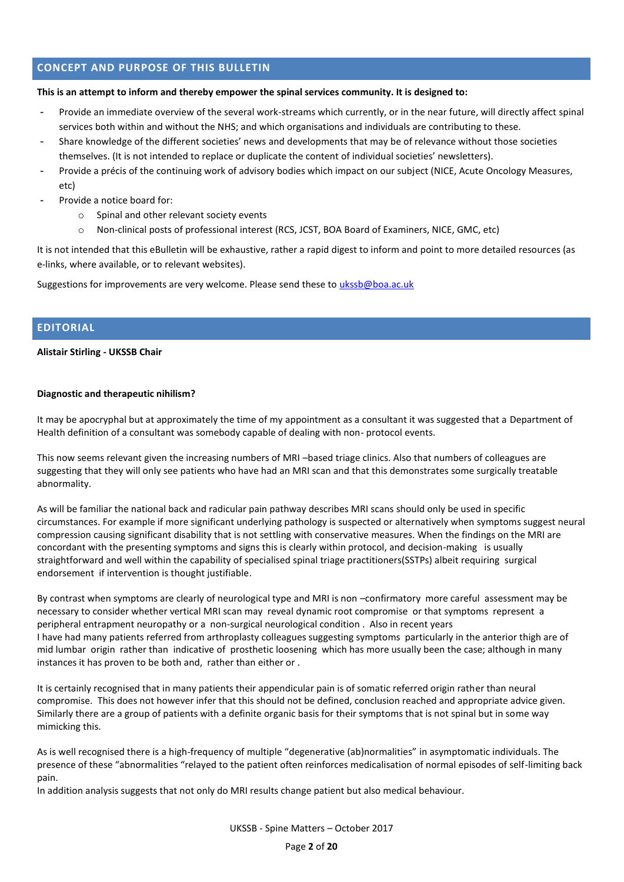## CONCEPT AND PURPOSE OF THIS BULLETIN

**This is an attempt to inform and thereby empower the spinal services community. It is designed to:**

- Provide an immediate overview of the several work-streams which currently, or in the near future, will directly affect spinal services both within and without the NHS; and which organisations and individuals are contributing to these.
- Share knowledge of the different societies' news and developments that may be of relevance without those societies themselves. (It is not intended to replace or duplicate the content of individual societies' newsletters).
- Provide a précis of the continuing work of advisory bodies which impact on our subject (NICE, Acute Oncology Measures, etc)
- Provide a notice board for:
  - Spinal and other relevant society events
  - Non-clinical posts of professional interest (RCS, JCST, BOA Board of Examiners, NICE, GMC, etc)

It is not intended that this eBulletin will be exhaustive, rather a rapid digest to inform and point to more detailed resources (as e-links, where available, or to relevant websites).

Suggestions for improvements are very welcome. Please send these to [ukssb@boa.ac.uk](mailto:ukssb@boa.ac.uk)

## EDITORIAL

**Alistair Stirling - UKSSB Chair**

**Diagnostic and therapeutic nihilism?**

It may be apocryphal but at approximately the time of my appointment as a consultant it was suggested that a Department of Health definition of a consultant was somebody capable of dealing with non- protocol events.

This now seems relevant given the increasing numbers of MRI –based triage clinics. Also that numbers of colleagues are suggesting that they will only see patients who have had an MRI scan and that this demonstrates some surgically treatable abnormality.

As will be familiar the national back and radicular pain pathway describes MRI scans should only be used in specific circumstances. For example if more significant underlying pathology is suspected or alternatively when symptoms suggest neural compression causing significant disability that is not settling with conservative measures. When the findings on the MRI are concordant with the presenting symptoms and signs this is clearly within protocol, and decision-making is usually straightforward and well within the capability of specialised spinal triage practitioners(SSTPs) albeit requiring surgical endorsement if intervention is thought justifiable.

By contrast when symptoms are clearly of neurological type and MRI is non –confirmatory more careful assessment may be necessary to consider whether vertical MRI scan may reveal dynamic root compromise or that symptoms represent a peripheral entrapment neuropathy or a non-surgical neurological condition . Also in recent years
I have had many patients referred from arthroplasty colleagues suggesting symptoms particularly in the anterior thigh are of mid lumbar origin rather than indicative of prosthetic loosening which has more usually been the case; although in many instances it has proven to be both and, rather than either or .

It is certainly recognised that in many patients their appendicular pain is of somatic referred origin rather than neural compromise. This does not however infer that this should not be defined, conclusion reached and appropriate advice given. Similarly there are a group of patients with a definite organic basis for their symptoms that is not spinal but in some way mimicking this.

As is well recognised there is a high-frequency of multiple "degenerative (ab)normalities" in asymptomatic individuals. The presence of these "abnormalities "relayed to the patient often reinforces medicalisation of normal episodes of self-limiting back pain.
In addition analysis suggests that not only do MRI results change patient but also medical behaviour.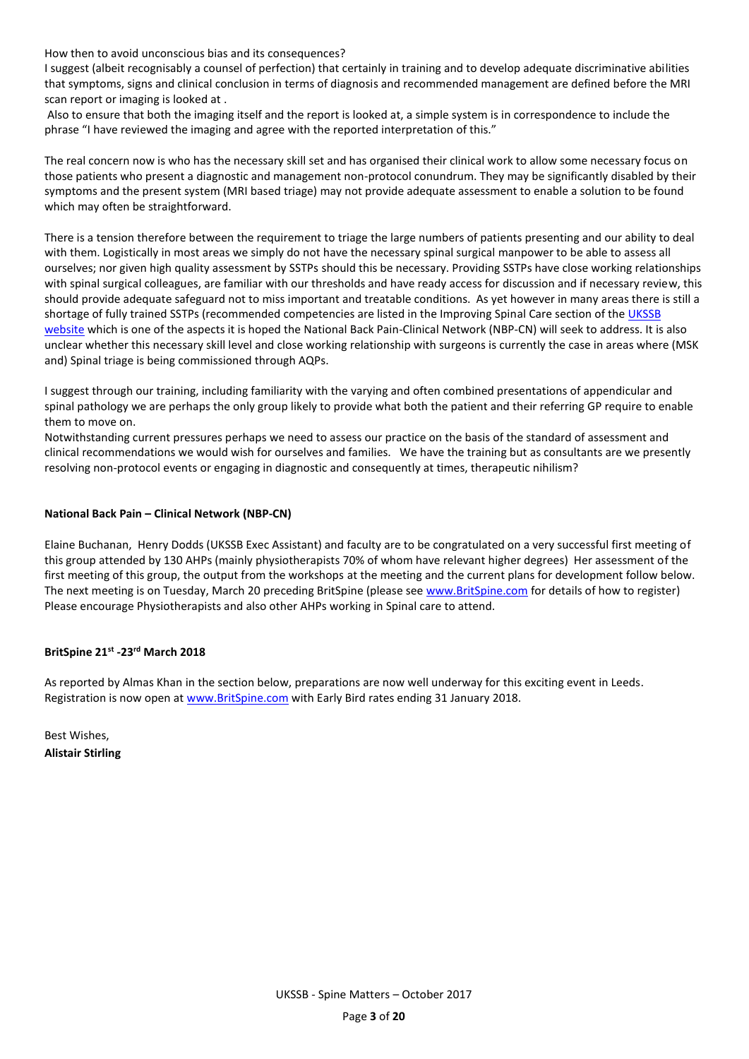How then to avoid unconscious bias and its consequences?

I suggest (albeit recognisably a counsel of perfection) that certainly in training and to develop adequate discriminative abilities that symptoms, signs and clinical conclusion in terms of diagnosis and recommended management are defined before the MRI scan report or imaging is looked at .

Also to ensure that both the imaging itself and the report is looked at, a simple system is in correspondence to include the phrase "I have reviewed the imaging and agree with the reported interpretation of this."

The real concern now is who has the necessary skill set and has organised their clinical work to allow some necessary focus on those patients who present a diagnostic and management non-protocol conundrum. They may be significantly disabled by their symptoms and the present system (MRI based triage) may not provide adequate assessment to enable a solution to be found which may often be straightforward.

There is a tension therefore between the requirement to triage the large numbers of patients presenting and our ability to deal with them. Logistically in most areas we simply do not have the necessary spinal surgical manpower to be able to assess all ourselves; nor given high quality assessment by SSTPs should this be necessary. Providing SSTPs have close working relationships with spinal surgical colleagues, are familiar with our thresholds and have ready access for discussion and if necessary review, this should provide adequate safeguard not to miss important and treatable conditions. As yet however in many areas there is still a shortage of fully trained SSTPs (recommended competencies are listed in the Improving Spinal Care section of the UKSSB website which is one of the aspects it is hoped the National Back Pain-Clinical Network (NBP-CN) will seek to address. It is also unclear whether this necessary skill level and close working relationship with surgeons is currently the case in areas where (MSK and) Spinal triage is being commissioned through AQPs.

I suggest through our training, including familiarity with the varying and often combined presentations of appendicular and spinal pathology we are perhaps the only group likely to provide what both the patient and their referring GP require to enable them to move on.

Notwithstanding current pressures perhaps we need to assess our practice on the basis of the standard of assessment and clinical recommendations we would wish for ourselves and families. We have the training but as consultants are we presently resolving non-protocol events or engaging in diagnostic and consequently at times, therapeutic nihilism?

**National Back Pain – Clinical Network (NBP-CN)**

Elaine Buchanan, Henry Dodds (UKSSB Exec Assistant) and faculty are to be congratulated on a very successful first meeting of this group attended by 130 AHPs (mainly physiotherapists 70% of whom have relevant higher degrees) Her assessment of the first meeting of this group, the output from the workshops at the meeting and the current plans for development follow below. The next meeting is on Tuesday, March 20 preceding BritSpine (please see www.BritSpine.com for details of how to register) Please encourage Physiotherapists and also other AHPs working in Spinal care to attend.

**BritSpine 21st -23rd March 2018**

As reported by Almas Khan in the section below, preparations are now well underway for this exciting event in Leeds. Registration is now open at www.BritSpine.com with Early Bird rates ending 31 January 2018.

Best Wishes,

**Alistair Stirling**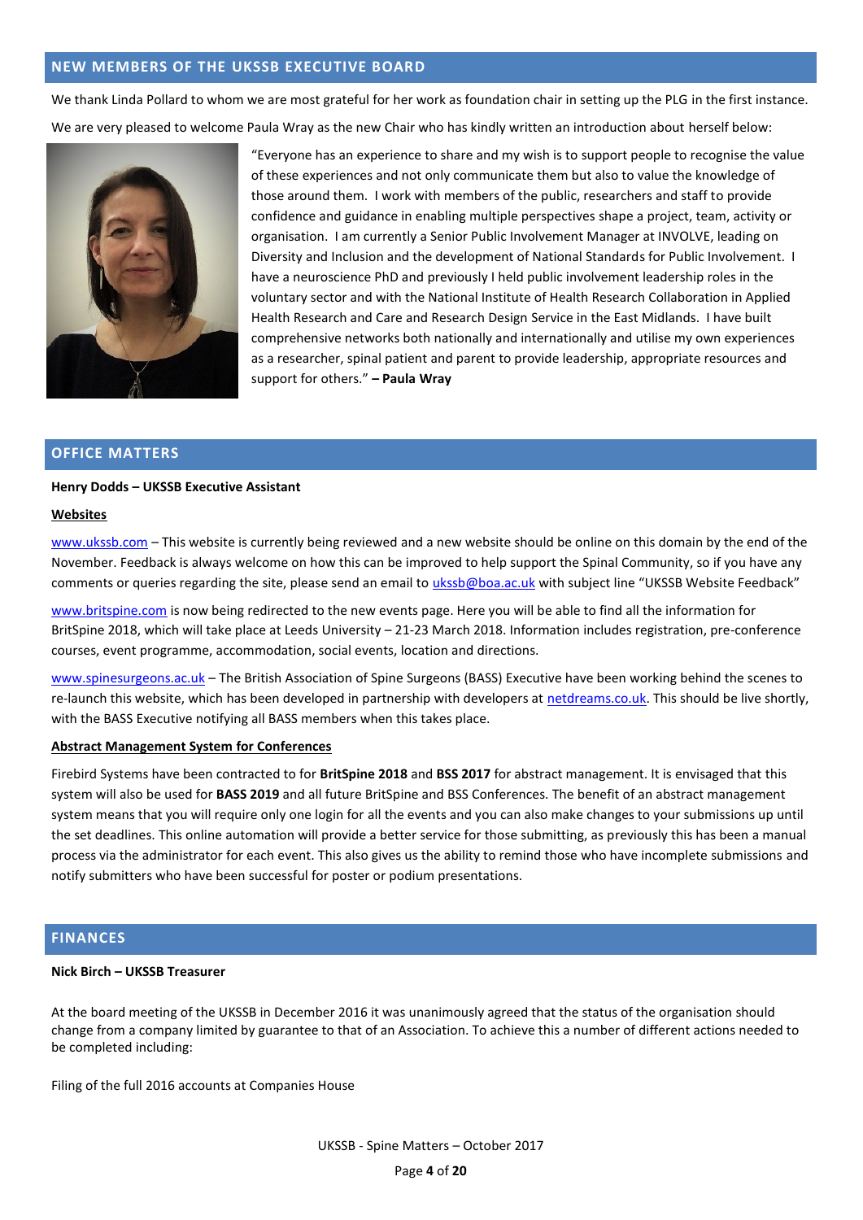## NEW MEMBERS OF THE UKSSB EXECUTIVE BOARD

We thank Linda Pollard to whom we are most grateful for her work as foundation chair in setting up the PLG in the first instance.

We are very pleased to welcome Paula Wray as the new Chair who has kindly written an introduction about herself below:

"Everyone has an experience to share and my wish is to support people to recognise the value of these experiences and not only communicate them but also to value the knowledge of those around them. I work with members of the public, researchers and staff to provide confidence and guidance in enabling multiple perspectives shape a project, team, activity or organisation. I am currently a Senior Public Involvement Manager at INVOLVE, leading on Diversity and Inclusion and the development of National Standards for Public Involvement. I have a neuroscience PhD and previously I held public involvement leadership roles in the voluntary sector and with the National Institute of Health Research Collaboration in Applied Health Research and Care and Research Design Service in the East Midlands. I have built comprehensive networks both nationally and internationally and utilise my own experiences as a researcher, spinal patient and parent to provide leadership, appropriate resources and support for others." **– Paula Wray**

## OFFICE MATTERS

**Henry Dodds – UKSSB Executive Assistant**

**Websites**

www.ukssb.com – This website is currently being reviewed and a new website should be online on this domain by the end of the November. Feedback is always welcome on how this can be improved to help support the Spinal Community, so if you have any comments or queries regarding the site, please send an email to ukssb@boa.ac.uk with subject line "UKSSB Website Feedback"

www.britspine.com is now being redirected to the new events page. Here you will be able to find all the information for BritSpine 2018, which will take place at Leeds University – 21-23 March 2018. Information includes registration, pre-conference courses, event programme, accommodation, social events, location and directions.

www.spinesurgeons.ac.uk – The British Association of Spine Surgeons (BASS) Executive have been working behind the scenes to re-launch this website, which has been developed in partnership with developers at netdreams.co.uk. This should be live shortly, with the BASS Executive notifying all BASS members when this takes place.

**Abstract Management System for Conferences**

Firebird Systems have been contracted to for **BritSpine 2018** and **BSS 2017** for abstract management. It is envisaged that this system will also be used for **BASS 2019** and all future BritSpine and BSS Conferences. The benefit of an abstract management system means that you will require only one login for all the events and you can also make changes to your submissions up until the set deadlines. This online automation will provide a better service for those submitting, as previously this has been a manual process via the administrator for each event. This also gives us the ability to remind those who have incomplete submissions and notify submitters who have been successful for poster or podium presentations.

## FINANCES

**Nick Birch – UKSSB Treasurer**

At the board meeting of the UKSSB in December 2016 it was unanimously agreed that the status of the organisation should change from a company limited by guarantee to that of an Association. To achieve this a number of different actions needed to be completed including:

Filing of the full 2016 accounts at Companies House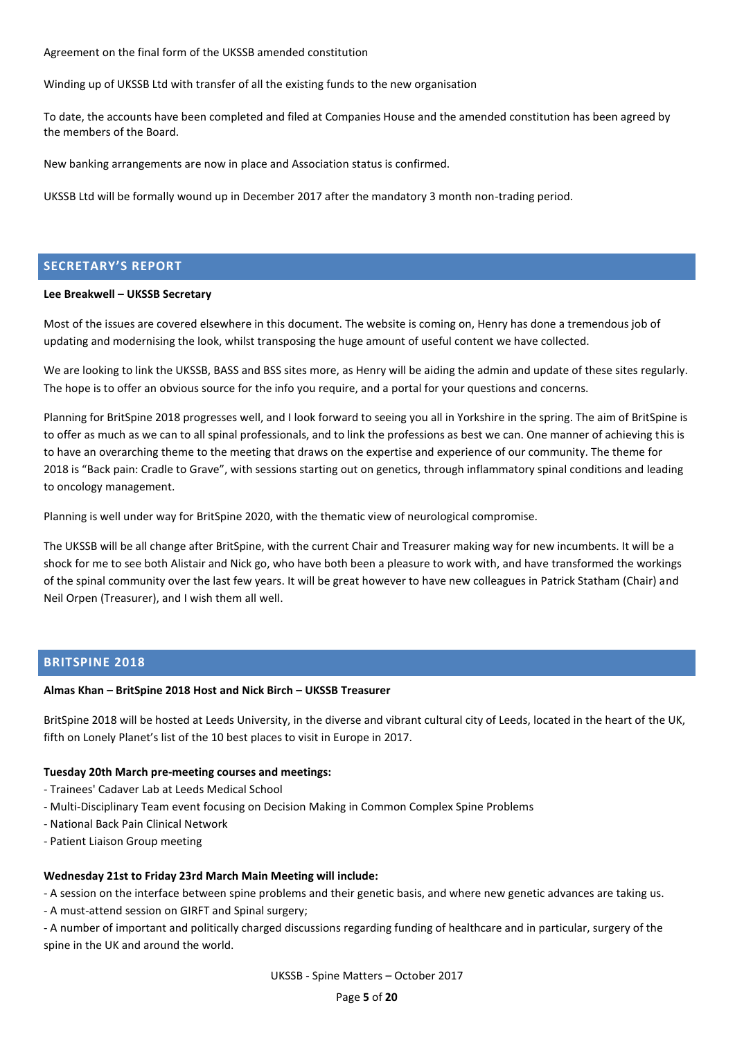Agreement on the final form of the UKSSB amended constitution

Winding up of UKSSB Ltd with transfer of all the existing funds to the new organisation

To date, the accounts have been completed and filed at Companies House and the amended constitution has been agreed by the members of the Board.

New banking arrangements are now in place and Association status is confirmed.

UKSSB Ltd will be formally wound up in December 2017 after the mandatory 3 month non-trading period.

## SECRETARY'S REPORT

**Lee Breakwell – UKSSB Secretary**

Most of the issues are covered elsewhere in this document. The website is coming on, Henry has done a tremendous job of updating and modernising the look, whilst transposing the huge amount of useful content we have collected.

We are looking to link the UKSSB, BASS and BSS sites more, as Henry will be aiding the admin and update of these sites regularly. The hope is to offer an obvious source for the info you require, and a portal for your questions and concerns.

Planning for BritSpine 2018 progresses well, and I look forward to seeing you all in Yorkshire in the spring. The aim of BritSpine is to offer as much as we can to all spinal professionals, and to link the professions as best we can. One manner of achieving this is to have an overarching theme to the meeting that draws on the expertise and experience of our community. The theme for 2018 is "Back pain: Cradle to Grave", with sessions starting out on genetics, through inflammatory spinal conditions and leading to oncology management.

Planning is well under way for BritSpine 2020, with the thematic view of neurological compromise.

The UKSSB will be all change after BritSpine, with the current Chair and Treasurer making way for new incumbents. It will be a shock for me to see both Alistair and Nick go, who have both been a pleasure to work with, and have transformed the workings of the spinal community over the last few years. It will be great however to have new colleagues in Patrick Statham (Chair) and Neil Orpen (Treasurer), and I wish them all well.

## BRITSPINE 2018

**Almas Khan – BritSpine 2018 Host and Nick Birch – UKSSB Treasurer**

BritSpine 2018 will be hosted at Leeds University, in the diverse and vibrant cultural city of Leeds, located in the heart of the UK, fifth on Lonely Planet's list of the 10 best places to visit in Europe in 2017.

**Tuesday 20th March pre-meeting courses and meetings:**

- Trainees' Cadaver Lab at Leeds Medical School
- Multi-Disciplinary Team event focusing on Decision Making in Common Complex Spine Problems
- National Back Pain Clinical Network
- Patient Liaison Group meeting

**Wednesday 21st to Friday 23rd March Main Meeting will include:**

- A session on the interface between spine problems and their genetic basis, and where new genetic advances are taking us.
- A must-attend session on GIRFT and Spinal surgery;
- A number of important and politically charged discussions regarding funding of healthcare and in particular, surgery of the spine in the UK and around the world.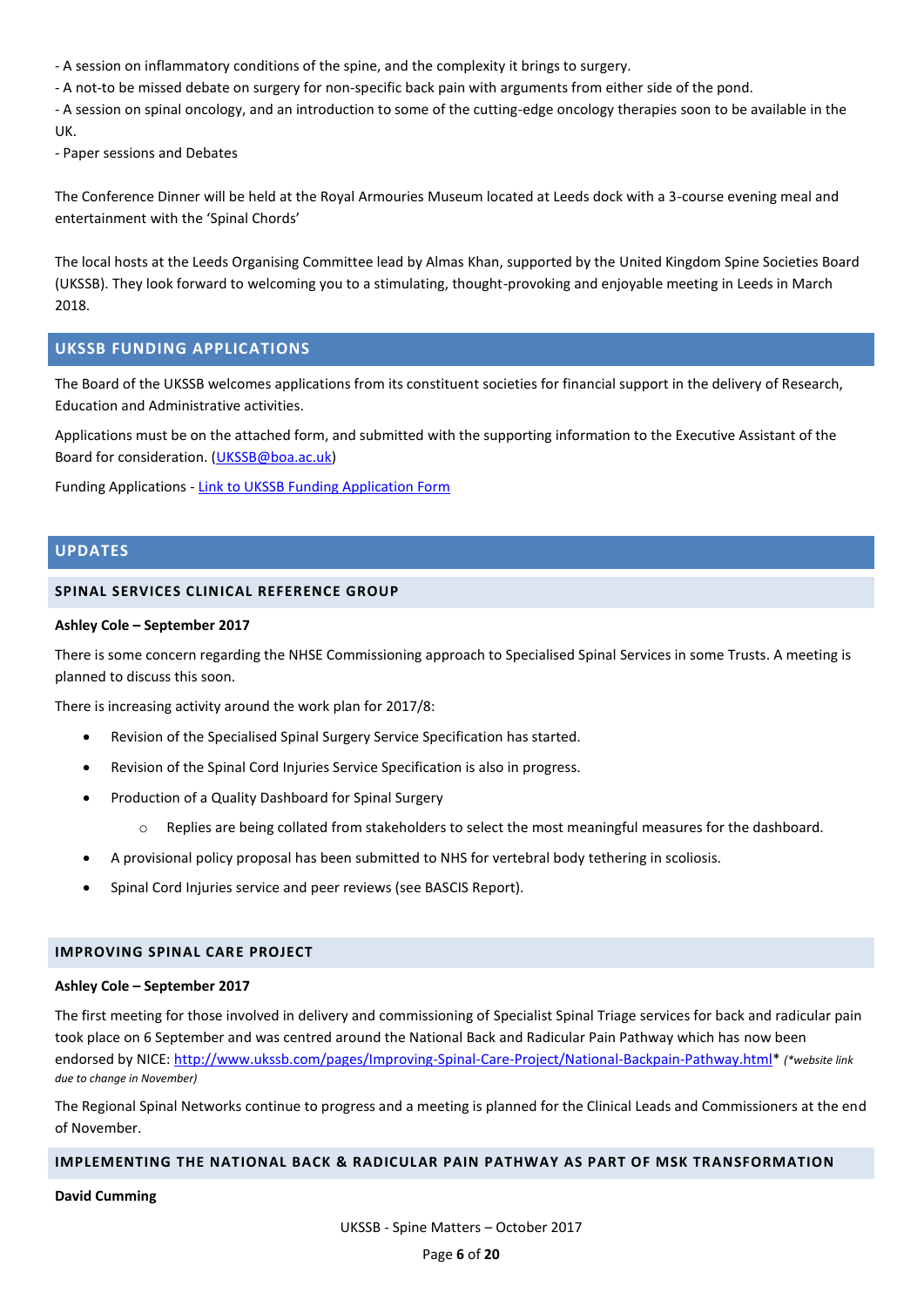- A session on inflammatory conditions of the spine, and the complexity it brings to surgery.
- A not-to be missed debate on surgery for non-specific back pain with arguments from either side of the pond.
- A session on spinal oncology, and an introduction to some of the cutting-edge oncology therapies soon to be available in the UK.
- Paper sessions and Debates

The Conference Dinner will be held at the Royal Armouries Museum located at Leeds dock with a 3-course evening meal and entertainment with the 'Spinal Chords'

The local hosts at the Leeds Organising Committee lead by Almas Khan, supported by the United Kingdom Spine Societies Board (UKSSB). They look forward to welcoming you to a stimulating, thought-provoking and enjoyable meeting in Leeds in March 2018.

## UKSSB FUNDING APPLICATIONS

The Board of the UKSSB welcomes applications from its constituent societies for financial support in the delivery of Research, Education and Administrative activities.

Applications must be on the attached form, and submitted with the supporting information to the Executive Assistant of the Board for consideration. (UKSSB@boa.ac.uk)

Funding Applications - Link to UKSSB Funding Application Form

## UPDATES

### SPINAL SERVICES CLINICAL REFERENCE GROUP

**Ashley Cole – September 2017**

There is some concern regarding the NHSE Commissioning approach to Specialised Spinal Services in some Trusts. A meeting is planned to discuss this soon.

There is increasing activity around the work plan for 2017/8:

- Revision of the Specialised Spinal Surgery Service Specification has started.
- Revision of the Spinal Cord Injuries Service Specification is also in progress.
- Production of a Quality Dashboard for Spinal Surgery
    - Replies are being collated from stakeholders to select the most meaningful measures for the dashboard.
- A provisional policy proposal has been submitted to NHS for vertebral body tethering in scoliosis.
- Spinal Cord Injuries service and peer reviews (see BASCIS Report).

### IMPROVING SPINAL CARE PROJECT

**Ashley Cole – September 2017**

The first meeting for those involved in delivery and commissioning of Specialist Spinal Triage services for back and radicular pain took place on 6 September and was centred around the National Back and Radicular Pain Pathway which has now been endorsed by NICE: http://www.ukssb.com/pages/Improving-Spinal-Care-Project/National-Backpain-Pathway.html* *(\*website link due to change in November)*

The Regional Spinal Networks continue to progress and a meeting is planned for the Clinical Leads and Commissioners at the end of November.

### IMPLEMENTING THE NATIONAL BACK & RADICULAR PAIN PATHWAY AS PART OF MSK TRANSFORMATION

**David Cumming**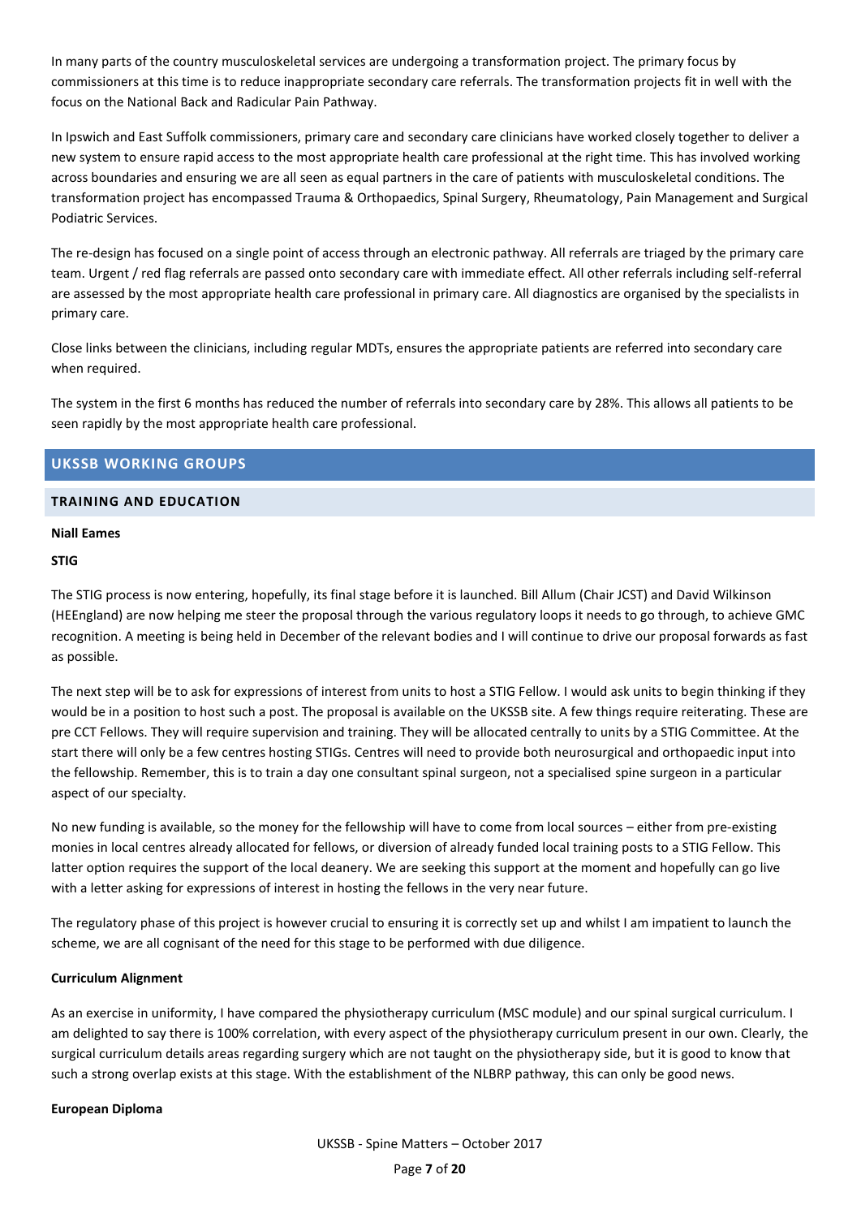In many parts of the country musculoskeletal services are undergoing a transformation project. The primary focus by commissioners at this time is to reduce inappropriate secondary care referrals. The transformation projects fit in well with the focus on the National Back and Radicular Pain Pathway.

In Ipswich and East Suffolk commissioners, primary care and secondary care clinicians have worked closely together to deliver a new system to ensure rapid access to the most appropriate health care professional at the right time. This has involved working across boundaries and ensuring we are all seen as equal partners in the care of patients with musculoskeletal conditions. The transformation project has encompassed Trauma & Orthopaedics, Spinal Surgery, Rheumatology, Pain Management and Surgical Podiatric Services.

The re-design has focused on a single point of access through an electronic pathway. All referrals are triaged by the primary care team. Urgent / red flag referrals are passed onto secondary care with immediate effect. All other referrals including self-referral are assessed by the most appropriate health care professional in primary care. All diagnostics are organised by the specialists in primary care.

Close links between the clinicians, including regular MDTs, ensures the appropriate patients are referred into secondary care when required.

The system in the first 6 months has reduced the number of referrals into secondary care by 28%. This allows all patients to be seen rapidly by the most appropriate health care professional.

## UKSSB WORKING GROUPS

### TRAINING AND EDUCATION

**Niall Eames**

**STIG**

The STIG process is now entering, hopefully, its final stage before it is launched. Bill Allum (Chair JCST) and David Wilkinson (HEEngland) are now helping me steer the proposal through the various regulatory loops it needs to go through, to achieve GMC recognition. A meeting is being held in December of the relevant bodies and I will continue to drive our proposal forwards as fast as possible.

The next step will be to ask for expressions of interest from units to host a STIG Fellow. I would ask units to begin thinking if they would be in a position to host such a post. The proposal is available on the UKSSB site. A few things require reiterating. These are pre CCT Fellows. They will require supervision and training. They will be allocated centrally to units by a STIG Committee. At the start there will only be a few centres hosting STIGs. Centres will need to provide both neurosurgical and orthopaedic input into the fellowship. Remember, this is to train a day one consultant spinal surgeon, not a specialised spine surgeon in a particular aspect of our specialty.

No new funding is available, so the money for the fellowship will have to come from local sources – either from pre-existing monies in local centres already allocated for fellows, or diversion of already funded local training posts to a STIG Fellow. This latter option requires the support of the local deanery. We are seeking this support at the moment and hopefully can go live with a letter asking for expressions of interest in hosting the fellows in the very near future.

The regulatory phase of this project is however crucial to ensuring it is correctly set up and whilst I am impatient to launch the scheme, we are all cognisant of the need for this stage to be performed with due diligence.

**Curriculum Alignment**

As an exercise in uniformity, I have compared the physiotherapy curriculum (MSC module) and our spinal surgical curriculum. I am delighted to say there is 100% correlation, with every aspect of the physiotherapy curriculum present in our own. Clearly, the surgical curriculum details areas regarding surgery which are not taught on the physiotherapy side, but it is good to know that such a strong overlap exists at this stage. With the establishment of the NLBRP pathway, this can only be good news.

**European Diploma**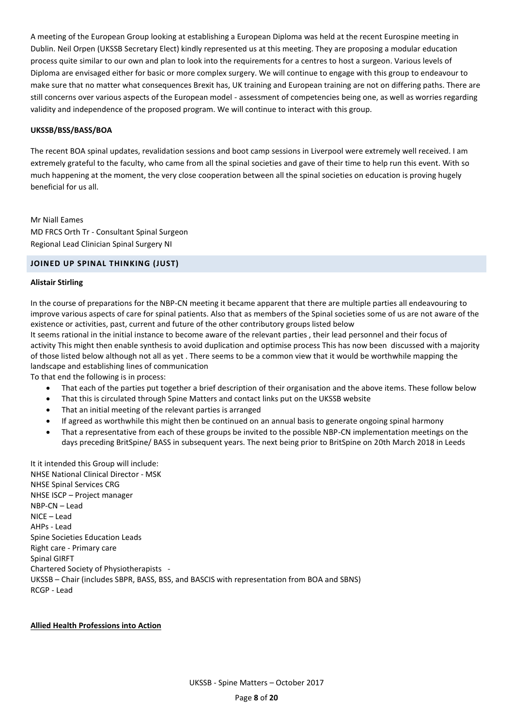A meeting of the European Group looking at establishing a European Diploma was held at the recent Eurospine meeting in Dublin. Neil Orpen (UKSSB Secretary Elect) kindly represented us at this meeting. They are proposing a modular education process quite similar to our own and plan to look into the requirements for a centres to host a surgeon. Various levels of Diploma are envisaged either for basic or more complex surgery. We will continue to engage with this group to endeavour to make sure that no matter what consequences Brexit has, UK training and European training are not on differing paths. There are still concerns over various aspects of the European model - assessment of competencies being one, as well as worries regarding validity and independence of the proposed program. We will continue to interact with this group.

**UKSSB/BSS/BASS/BOA**

The recent BOA spinal updates, revalidation sessions and boot camp sessions in Liverpool were extremely well received. I am extremely grateful to the faculty, who came from all the spinal societies and gave of their time to help run this event. With so much happening at the moment, the very close cooperation between all the spinal societies on education is proving hugely beneficial for us all.

Mr Niall Eames
MD FRCS Orth Tr - Consultant Spinal Surgeon
Regional Lead Clinician Spinal Surgery NI

## JOINED UP SPINAL THINKING (JUST)

**Alistair Stirling**

In the course of preparations for the NBP-CN meeting it became apparent that there are multiple parties all endeavouring to improve various aspects of care for spinal patients. Also that as members of the Spinal societies some of us are not aware of the existence or activities, past, current and future of the other contributory groups listed below
It seems rational in the initial instance to become aware of the relevant parties , their lead personnel and their focus of activity This might then enable synthesis to avoid duplication and optimise process This has now been discussed with a majority of those listed below although not all as yet . There seems to be a common view that it would be worthwhile mapping the landscape and establishing lines of communication
To that end the following is in process:

- That each of the parties put together a brief description of their organisation and the above items. These follow below
- That this is circulated through Spine Matters and contact links put on the UKSSB website
- That an initial meeting of the relevant parties is arranged
- If agreed as worthwhile this might then be continued on an annual basis to generate ongoing spinal harmony
- That a representative from each of these groups be invited to the possible NBP-CN implementation meetings on the days preceding BritSpine/ BASS in subsequent years. The next being prior to BritSpine on 20th March 2018 in Leeds

It it intended this Group will include:
NHSE National Clinical Director - MSK
NHSE Spinal Services CRG
NHSE ISCP – Project manager
NBP-CN – Lead
NICE – Lead
AHPs - Lead
Spine Societies Education Leads
Right care - Primary care
Spinal GIRFT
Chartered Society of Physiotherapists -
UKSSB – Chair (includes SBPR, BASS, BSS, and BASCIS with representation from BOA and SBNS)
RCGP - Lead

**Allied Health Professions into Action**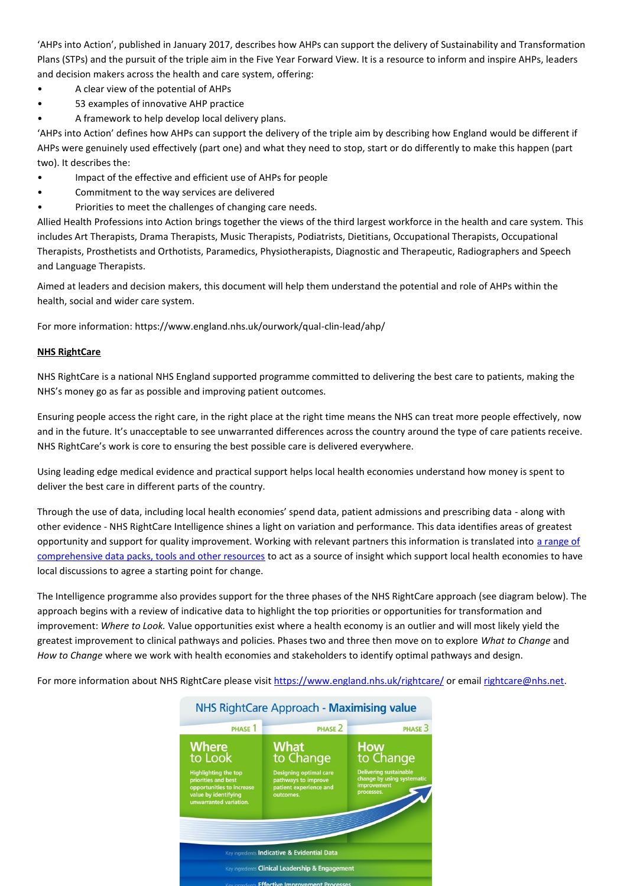'AHPs into Action', published in January 2017, describes how AHPs can support the delivery of Sustainability and Transformation Plans (STPs) and the pursuit of the triple aim in the Five Year Forward View. It is a resource to inform and inspire AHPs, leaders and decision makers across the health and care system, offering:

- A clear view of the potential of AHPs
- 53 examples of innovative AHP practice
- A framework to help develop local delivery plans.

'AHPs into Action' defines how AHPs can support the delivery of the triple aim by describing how England would be different if AHPs were genuinely used effectively (part one) and what they need to stop, start or do differently to make this happen (part two). It describes the:

- Impact of the effective and efficient use of AHPs for people
- Commitment to the way services are delivered
- Priorities to meet the challenges of changing care needs.

Allied Health Professions into Action brings together the views of the third largest workforce in the health and care system. This includes Art Therapists, Drama Therapists, Music Therapists, Podiatrists, Dietitians, Occupational Therapists, Occupational Therapists, Prosthetists and Orthotists, Paramedics, Physiotherapists, Diagnostic and Therapeutic, Radiographers and Speech and Language Therapists.

Aimed at leaders and decision makers, this document will help them understand the potential and role of AHPs within the health, social and wider care system.

For more information: https://www.england.nhs.uk/ourwork/qual-clin-lead/ahp/

## NHS RightCare

NHS RightCare is a national NHS England supported programme committed to delivering the best care to patients, making the NHS's money go as far as possible and improving patient outcomes.

Ensuring people access the right care, in the right place at the right time means the NHS can treat more people effectively, now and in the future. It's unacceptable to see unwarranted differences across the country around the type of care patients receive. NHS RightCare's work is core to ensuring the best possible care is delivered everywhere.

Using leading edge medical evidence and practical support helps local health economies understand how money is spent to deliver the best care in different parts of the country.

Through the use of data, including local health economies' spend data, patient admissions and prescribing data - along with other evidence - NHS RightCare Intelligence shines a light on variation and performance. This data identifies areas of greatest opportunity and support for quality improvement. Working with relevant partners this information is translated into a range of comprehensive data packs, tools and other resources to act as a source of insight which support local health economies to have local discussions to agree a starting point for change.

The Intelligence programme also provides support for the three phases of the NHS RightCare approach (see diagram below). The approach begins with a review of indicative data to highlight the top priorities or opportunities for transformation and improvement: *Where to Look.* Value opportunities exist where a health economy is an outlier and will most likely yield the greatest improvement to clinical pathways and policies. Phases two and three then move on to explore *What to Change* and *How to Change* where we work with health economies and stakeholders to identify optimal pathways and design.

For more information about NHS RightCare please visit https://www.england.nhs.uk/rightcare/ or email rightcare@nhs.net.

NHS RightCare Approach - Maximising value

| PHASE 1 | PHASE 2 | PHASE 3 |
|---|---|---|
| **Where to Look** Highlighting the top priorities and best opportunities to increase value by identifying unwarranted variation. | **What to Change** Designing optimal care pathways to improve patient experience and outcomes. | **How to Change** Delivering sustainable change by using systematic improvement processes. |

Key ingredients **Indicative & Evidential Data**

Key ingredients **Clinical Leadership & Engagement**

Key ingredients **Effective Improvement Processes**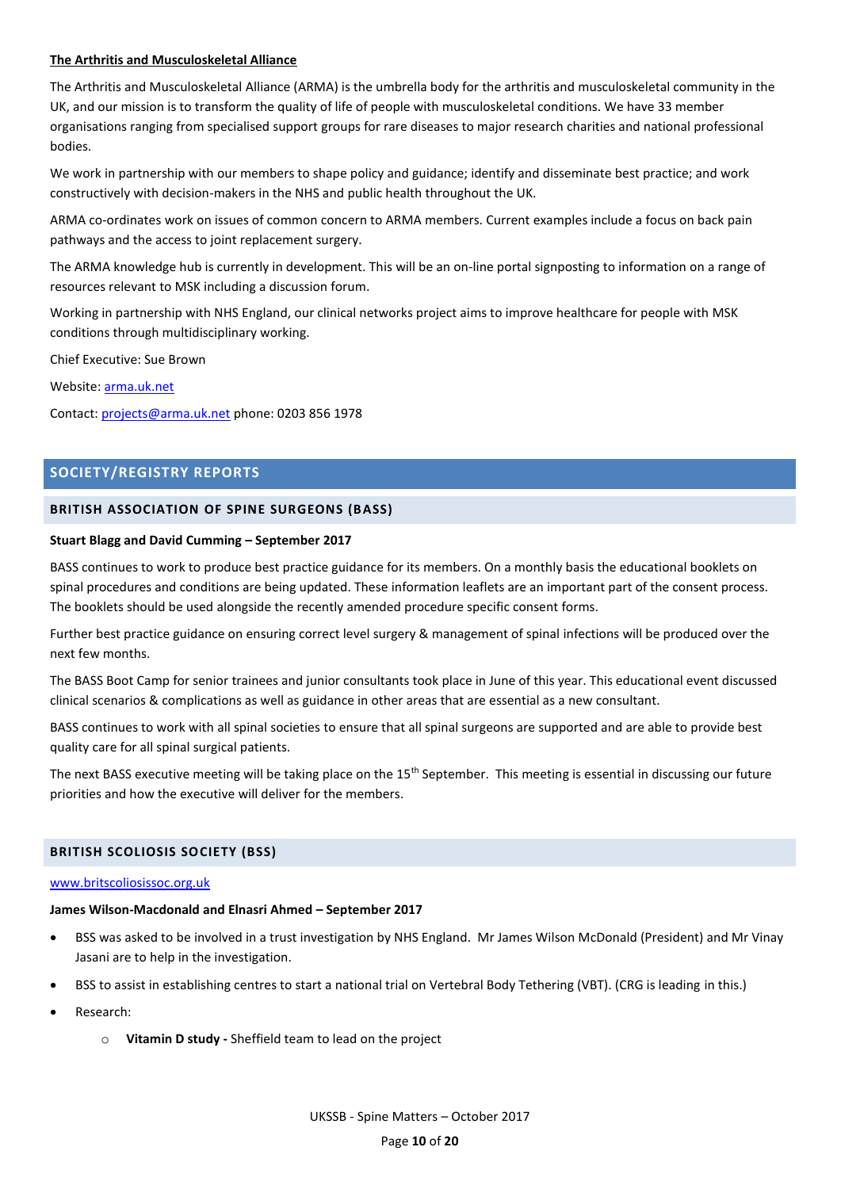**The Arthritis and Musculoskeletal Alliance**

The Arthritis and Musculoskeletal Alliance (ARMA) is the umbrella body for the arthritis and musculoskeletal community in the UK, and our mission is to transform the quality of life of people with musculoskeletal conditions. We have 33 member organisations ranging from specialised support groups for rare diseases to major research charities and national professional bodies.

We work in partnership with our members to shape policy and guidance; identify and disseminate best practice; and work constructively with decision-makers in the NHS and public health throughout the UK.

ARMA co-ordinates work on issues of common concern to ARMA members. Current examples include a focus on back pain pathways and the access to joint replacement surgery.

The ARMA knowledge hub is currently in development. This will be an on-line portal signposting to information on a range of resources relevant to MSK including a discussion forum.

Working in partnership with NHS England, our clinical networks project aims to improve healthcare for people with MSK conditions through multidisciplinary working.

Chief Executive: Sue Brown

Website: arma.uk.net

Contact: projects@arma.uk.net phone: 0203 856 1978

## SOCIETY/REGISTRY REPORTS

### BRITISH ASSOCIATION OF SPINE SURGEONS (BASS)

**Stuart Blagg and David Cumming – September 2017**

BASS continues to work to produce best practice guidance for its members. On a monthly basis the educational booklets on spinal procedures and conditions are being updated. These information leaflets are an important part of the consent process. The booklets should be used alongside the recently amended procedure specific consent forms.

Further best practice guidance on ensuring correct level surgery & management of spinal infections will be produced over the next few months.

The BASS Boot Camp for senior trainees and junior consultants took place in June of this year. This educational event discussed clinical scenarios & complications as well as guidance in other areas that are essential as a new consultant.

BASS continues to work with all spinal societies to ensure that all spinal surgeons are supported and are able to provide best quality care for all spinal surgical patients.

The next BASS executive meeting will be taking place on the 15th September. This meeting is essential in discussing our future priorities and how the executive will deliver for the members.

### BRITISH SCOLIOSIS SOCIETY (BSS)

www.britscoliosissoc.org.uk

**James Wilson-Macdonald and Elnasri Ahmed – September 2017**

- BSS was asked to be involved in a trust investigation by NHS England. Mr James Wilson McDonald (President) and Mr Vinay Jasani are to help in the investigation.
- BSS to assist in establishing centres to start a national trial on Vertebral Body Tethering (VBT). (CRG is leading in this.)
- Research:
    - **Vitamin D study -** Sheffield team to lead on the project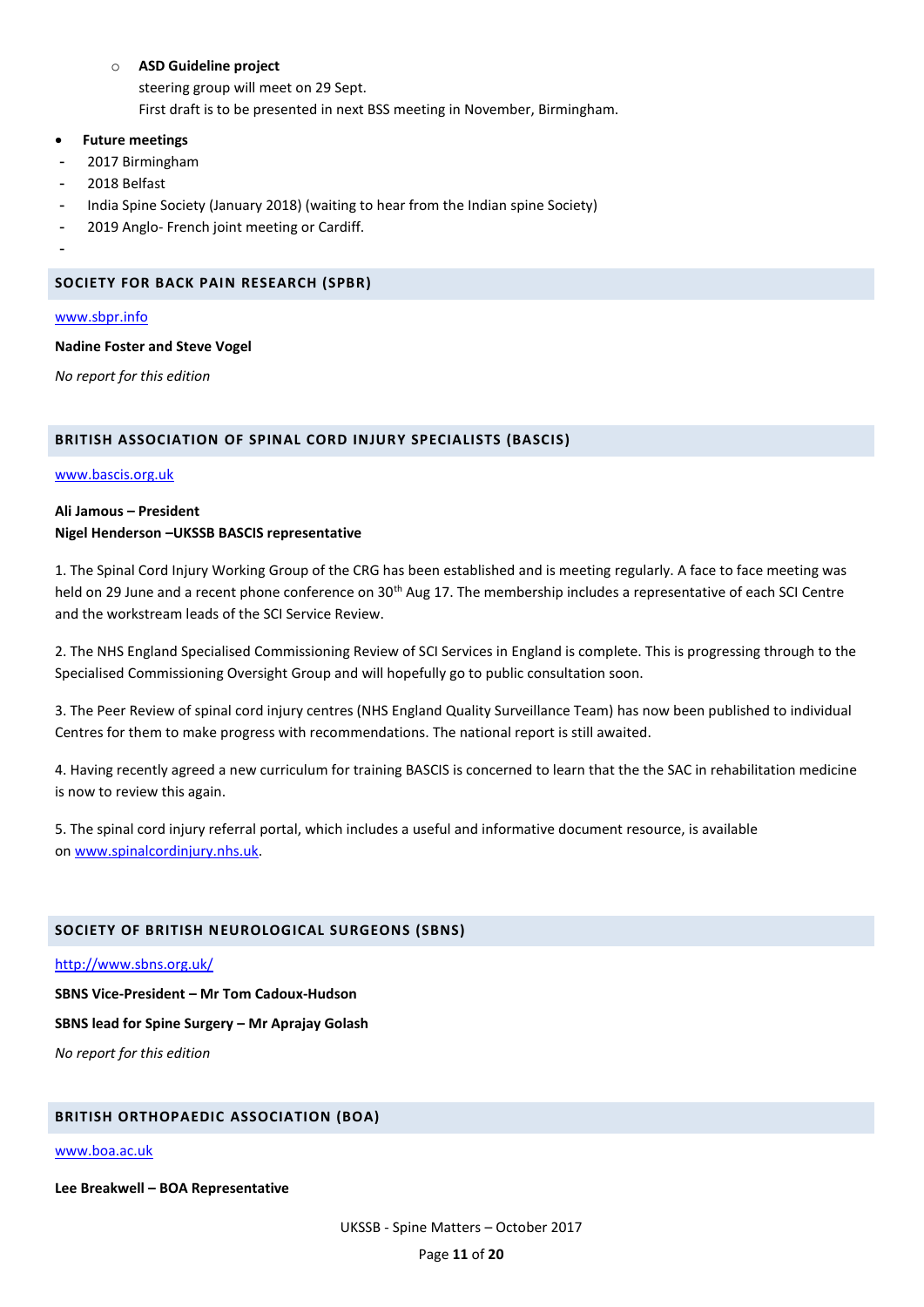- **ASD Guideline project**
  
  steering group will meet on 29 Sept.
  
  First draft is to be presented in next BSS meeting in November, Birmingham.

- **Future meetings**

- 2017 Birmingham
- 2018 Belfast
- India Spine Society (January 2018) (waiting to hear from the Indian spine Society)
- 2019 Anglo- French joint meeting or Cardiff.
-

## SOCIETY FOR BACK PAIN RESEARCH (SPBR)

www.sbpr.info

**Nadine Foster and Steve Vogel**

*No report for this edition*

## BRITISH ASSOCIATION OF SPINAL CORD INJURY SPECIALISTS (BASCIS)

www.bascis.org.uk

**Ali Jamous – President**  
**Nigel Henderson –UKSSB BASCIS representative**

1. The Spinal Cord Injury Working Group of the CRG has been established and is meeting regularly. A face to face meeting was held on 29 June and a recent phone conference on 30th Aug 17. The membership includes a representative of each SCI Centre and the workstream leads of the SCI Service Review.

2. The NHS England Specialised Commissioning Review of SCI Services in England is complete. This is progressing through to the Specialised Commissioning Oversight Group and will hopefully go to public consultation soon.

3. The Peer Review of spinal cord injury centres (NHS England Quality Surveillance Team) has now been published to individual Centres for them to make progress with recommendations. The national report is still awaited.

4. Having recently agreed a new curriculum for training BASCIS is concerned to learn that the the SAC in rehabilitation medicine is now to review this again.

5. The spinal cord injury referral portal, which includes a useful and informative document resource, is available on www.spinalcordinjury.nhs.uk.

## SOCIETY OF BRITISH NEUROLOGICAL SURGEONS (SBNS)

http://www.sbns.org.uk/

**SBNS Vice-President – Mr Tom Cadoux-Hudson**

**SBNS lead for Spine Surgery – Mr Aprajay Golash**

*No report for this edition*

## BRITISH ORTHOPAEDIC ASSOCIATION (BOA)

www.boa.ac.uk

**Lee Breakwell – BOA Representative**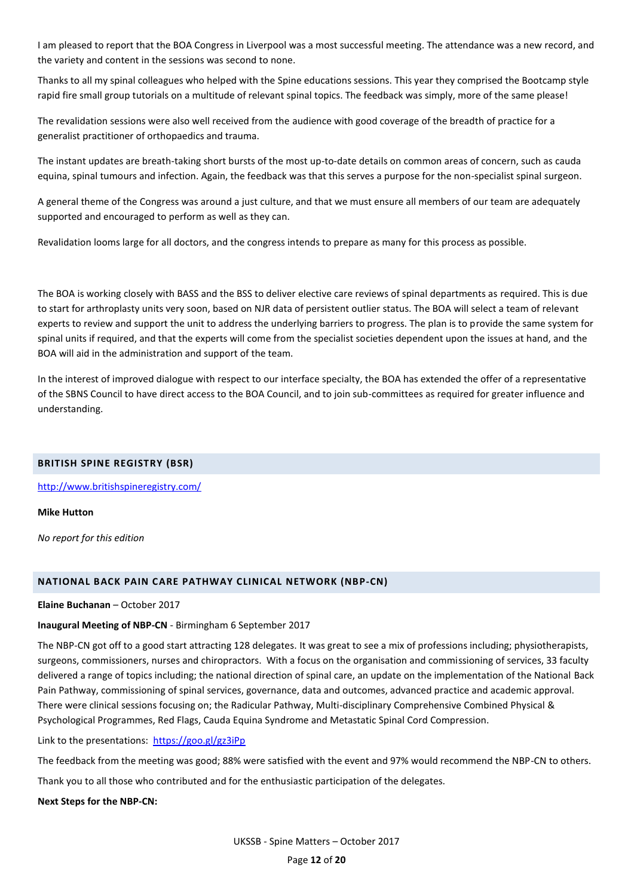I am pleased to report that the BOA Congress in Liverpool was a most successful meeting. The attendance was a new record, and the variety and content in the sessions was second to none.

Thanks to all my spinal colleagues who helped with the Spine educations sessions. This year they comprised the Bootcamp style rapid fire small group tutorials on a multitude of relevant spinal topics. The feedback was simply, more of the same please!

The revalidation sessions were also well received from the audience with good coverage of the breadth of practice for a generalist practitioner of orthopaedics and trauma.

The instant updates are breath-taking short bursts of the most up-to-date details on common areas of concern, such as cauda equina, spinal tumours and infection. Again, the feedback was that this serves a purpose for the non-specialist spinal surgeon.

A general theme of the Congress was around a just culture, and that we must ensure all members of our team are adequately supported and encouraged to perform as well as they can.

Revalidation looms large for all doctors, and the congress intends to prepare as many for this process as possible.

The BOA is working closely with BASS and the BSS to deliver elective care reviews of spinal departments as required. This is due to start for arthroplasty units very soon, based on NJR data of persistent outlier status. The BOA will select a team of relevant experts to review and support the unit to address the underlying barriers to progress. The plan is to provide the same system for spinal units if required, and that the experts will come from the specialist societies dependent upon the issues at hand, and the BOA will aid in the administration and support of the team.

In the interest of improved dialogue with respect to our interface specialty, the BOA has extended the offer of a representative of the SBNS Council to have direct access to the BOA Council, and to join sub-committees as required for greater influence and understanding.

## BRITISH SPINE REGISTRY (BSR)

http://www.britishspineregistry.com/

**Mike Hutton**

*No report for this edition*

## NATIONAL BACK PAIN CARE PATHWAY CLINICAL NETWORK (NBP-CN)

**Elaine Buchanan** – October 2017

**Inaugural Meeting of NBP-CN** - Birmingham 6 September 2017

The NBP-CN got off to a good start attracting 128 delegates. It was great to see a mix of professions including; physiotherapists, surgeons, commissioners, nurses and chiropractors. With a focus on the organisation and commissioning of services, 33 faculty delivered a range of topics including; the national direction of spinal care, an update on the implementation of the National Back Pain Pathway, commissioning of spinal services, governance, data and outcomes, advanced practice and academic approval. There were clinical sessions focusing on; the Radicular Pathway, Multi-disciplinary Comprehensive Combined Physical & Psychological Programmes, Red Flags, Cauda Equina Syndrome and Metastatic Spinal Cord Compression.

Link to the presentations: https://goo.gl/gz3iPp

The feedback from the meeting was good; 88% were satisfied with the event and 97% would recommend the NBP-CN to others.

Thank you to all those who contributed and for the enthusiastic participation of the delegates.

**Next Steps for the NBP-CN:**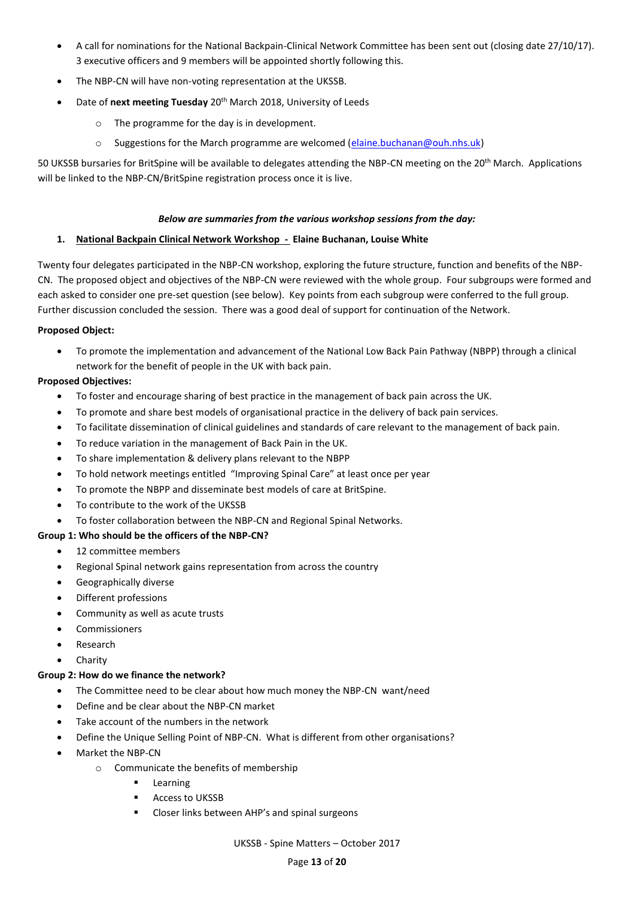- A call for nominations for the National Backpain-Clinical Network Committee has been sent out (closing date 27/10/17). 3 executive officers and 9 members will be appointed shortly following this.
- The NBP-CN will have non-voting representation at the UKSSB.
- Date of **next meeting Tuesday** 20th March 2018, University of Leeds
  - The programme for the day is in development.
  - Suggestions for the March programme are welcomed (elaine.buchanan@ouh.nhs.uk)

50 UKSSB bursaries for BritSpine will be available to delegates attending the NBP-CN meeting on the 20th March. Applications will be linked to the NBP-CN/BritSpine registration process once it is live.

***Below are summaries from the various workshop sessions from the day:***

**1. National Backpain Clinical Network Workshop - Elaine Buchanan, Louise White**

Twenty four delegates participated in the NBP-CN workshop, exploring the future structure, function and benefits of the NBP-CN. The proposed object and objectives of the NBP-CN were reviewed with the whole group. Four subgroups were formed and each asked to consider one pre-set question (see below). Key points from each subgroup were conferred to the full group. Further discussion concluded the session. There was a good deal of support for continuation of the Network.

**Proposed Object:**

- To promote the implementation and advancement of the National Low Back Pain Pathway (NBPP) through a clinical network for the benefit of people in the UK with back pain.

**Proposed Objectives:**

- To foster and encourage sharing of best practice in the management of back pain across the UK.
- To promote and share best models of organisational practice in the delivery of back pain services.
- To facilitate dissemination of clinical guidelines and standards of care relevant to the management of back pain.
- To reduce variation in the management of Back Pain in the UK.
- To share implementation & delivery plans relevant to the NBPP
- To hold network meetings entitled "Improving Spinal Care" at least once per year
- To promote the NBPP and disseminate best models of care at BritSpine.
- To contribute to the work of the UKSSB
- To foster collaboration between the NBP-CN and Regional Spinal Networks.

**Group 1: Who should be the officers of the NBP-CN?**

- 12 committee members
- Regional Spinal network gains representation from across the country
- Geographically diverse
- Different professions
- Community as well as acute trusts
- Commissioners
- Research
- Charity

**Group 2: How do we finance the network?**

- The Committee need to be clear about how much money the NBP-CN want/need
- Define and be clear about the NBP-CN market
- Take account of the numbers in the network
- Define the Unique Selling Point of NBP-CN. What is different from other organisations?
- Market the NBP-CN
  - Communicate the benefits of membership
    - Learning
    - Access to UKSSB
    - Closer links between AHP's and spinal surgeons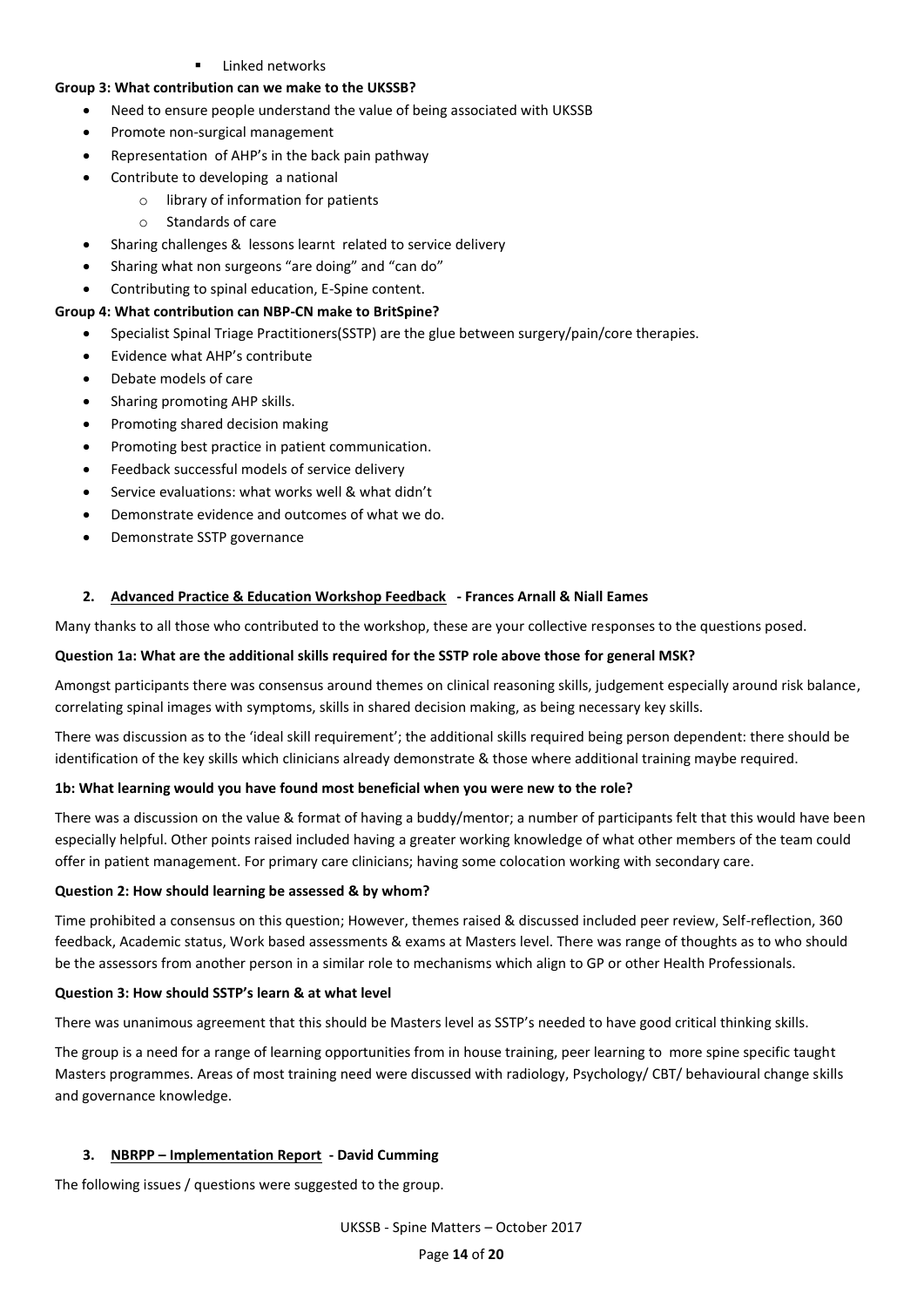- Linked networks

**Group 3: What contribution can we make to the UKSSB?**

- Need to ensure people understand the value of being associated with UKSSB
- Promote non-surgical management
- Representation of AHP's in the back pain pathway
- Contribute to developing a national
  - library of information for patients
  - Standards of care
- Sharing challenges & lessons learnt related to service delivery
- Sharing what non surgeons "are doing" and "can do"
- Contributing to spinal education, E-Spine content.

**Group 4: What contribution can NBP-CN make to BritSpine?**

- Specialist Spinal Triage Practitioners(SSTP) are the glue between surgery/pain/core therapies.
- Evidence what AHP's contribute
- Debate models of care
- Sharing promoting AHP skills.
- Promoting shared decision making
- Promoting best practice in patient communication.
- Feedback successful models of service delivery
- Service evaluations: what works well & what didn't
- Demonstrate evidence and outcomes of what we do.
- Demonstrate SSTP governance

## 2. Advanced Practice & Education Workshop Feedback - Frances Arnall & Niall Eames

Many thanks to all those who contributed to the workshop, these are your collective responses to the questions posed.

**Question 1a: What are the additional skills required for the SSTP role above those for general MSK?**

Amongst participants there was consensus around themes on clinical reasoning skills, judgement especially around risk balance, correlating spinal images with symptoms, skills in shared decision making, as being necessary key skills.

There was discussion as to the 'ideal skill requirement'; the additional skills required being person dependent: there should be identification of the key skills which clinicians already demonstrate & those where additional training maybe required.

**1b: What learning would you have found most beneficial when you were new to the role?**

There was a discussion on the value & format of having a buddy/mentor; a number of participants felt that this would have been especially helpful. Other points raised included having a greater working knowledge of what other members of the team could offer in patient management. For primary care clinicians; having some colocation working with secondary care.

**Question 2: How should learning be assessed & by whom?**

Time prohibited a consensus on this question; However, themes raised & discussed included peer review, Self-reflection, 360 feedback, Academic status, Work based assessments & exams at Masters level. There was range of thoughts as to who should be the assessors from another person in a similar role to mechanisms which align to GP or other Health Professionals.

**Question 3: How should SSTP's learn & at what level**

There was unanimous agreement that this should be Masters level as SSTP's needed to have good critical thinking skills.

The group is a need for a range of learning opportunities from in house training, peer learning to more spine specific taught Masters programmes. Areas of most training need were discussed with radiology, Psychology/ CBT/ behavioural change skills and governance knowledge.

## 3. NBRPP – Implementation Report - David Cumming

The following issues / questions were suggested to the group.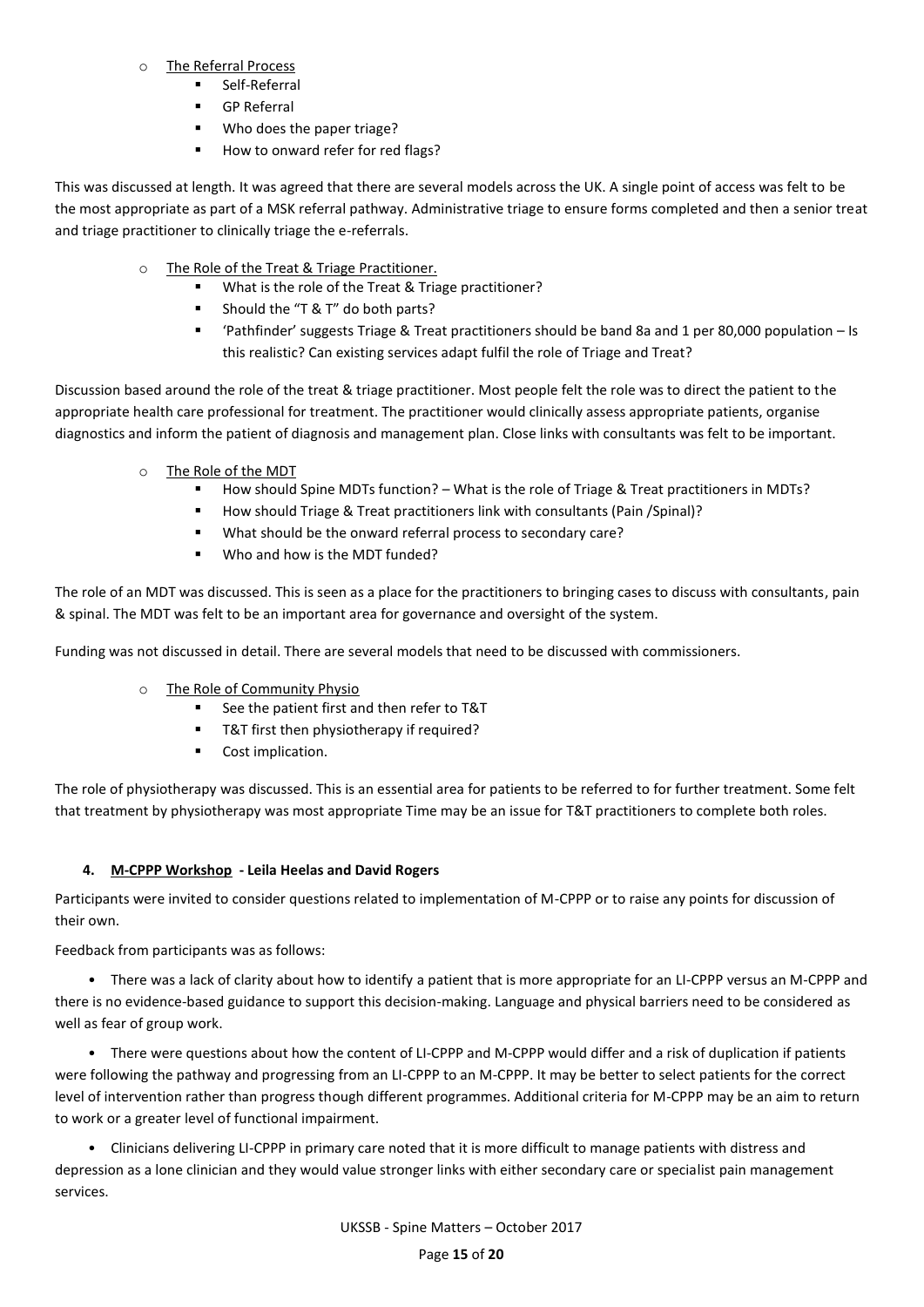- The Referral Process
  - Self-Referral
  - GP Referral
  - Who does the paper triage?
  - How to onward refer for red flags?

This was discussed at length. It was agreed that there are several models across the UK. A single point of access was felt to be the most appropriate as part of a MSK referral pathway. Administrative triage to ensure forms completed and then a senior treat and triage practitioner to clinically triage the e-referrals.

- The Role of the Treat & Triage Practitioner.
  - What is the role of the Treat & Triage practitioner?
  - Should the "T & T" do both parts?
  - 'Pathfinder' suggests Triage & Treat practitioners should be band 8a and 1 per 80,000 population – Is this realistic? Can existing services adapt fulfil the role of Triage and Treat?

Discussion based around the role of the treat & triage practitioner. Most people felt the role was to direct the patient to the appropriate health care professional for treatment. The practitioner would clinically assess appropriate patients, organise diagnostics and inform the patient of diagnosis and management plan. Close links with consultants was felt to be important.

- The Role of the MDT
  - How should Spine MDTs function? – What is the role of Triage & Treat practitioners in MDTs?
  - How should Triage & Treat practitioners link with consultants (Pain /Spinal)?
  - What should be the onward referral process to secondary care?
  - Who and how is the MDT funded?

The role of an MDT was discussed. This is seen as a place for the practitioners to bringing cases to discuss with consultants, pain & spinal. The MDT was felt to be an important area for governance and oversight of the system.

Funding was not discussed in detail. There are several models that need to be discussed with commissioners.

- The Role of Community Physio
  - See the patient first and then refer to T&T
  - T&T first then physiotherapy if required?
  - Cost implication.

The role of physiotherapy was discussed. This is an essential area for patients to be referred to for further treatment. Some felt that treatment by physiotherapy was most appropriate Time may be an issue for T&T practitioners to complete both roles.

### 4. M-CPPP Workshop - Leila Heelas and David Rogers

Participants were invited to consider questions related to implementation of M-CPPP or to raise any points for discussion of their own.

Feedback from participants was as follows:

- There was a lack of clarity about how to identify a patient that is more appropriate for an LI-CPPP versus an M-CPPP and there is no evidence-based guidance to support this decision-making. Language and physical barriers need to be considered as well as fear of group work.

- There were questions about how the content of LI-CPPP and M-CPPP would differ and a risk of duplication if patients were following the pathway and progressing from an LI-CPPP to an M-CPPP. It may be better to select patients for the correct level of intervention rather than progress though different programmes. Additional criteria for M-CPPP may be an aim to return to work or a greater level of functional impairment.

- Clinicians delivering LI-CPPP in primary care noted that it is more difficult to manage patients with distress and depression as a lone clinician and they would value stronger links with either secondary care or specialist pain management services.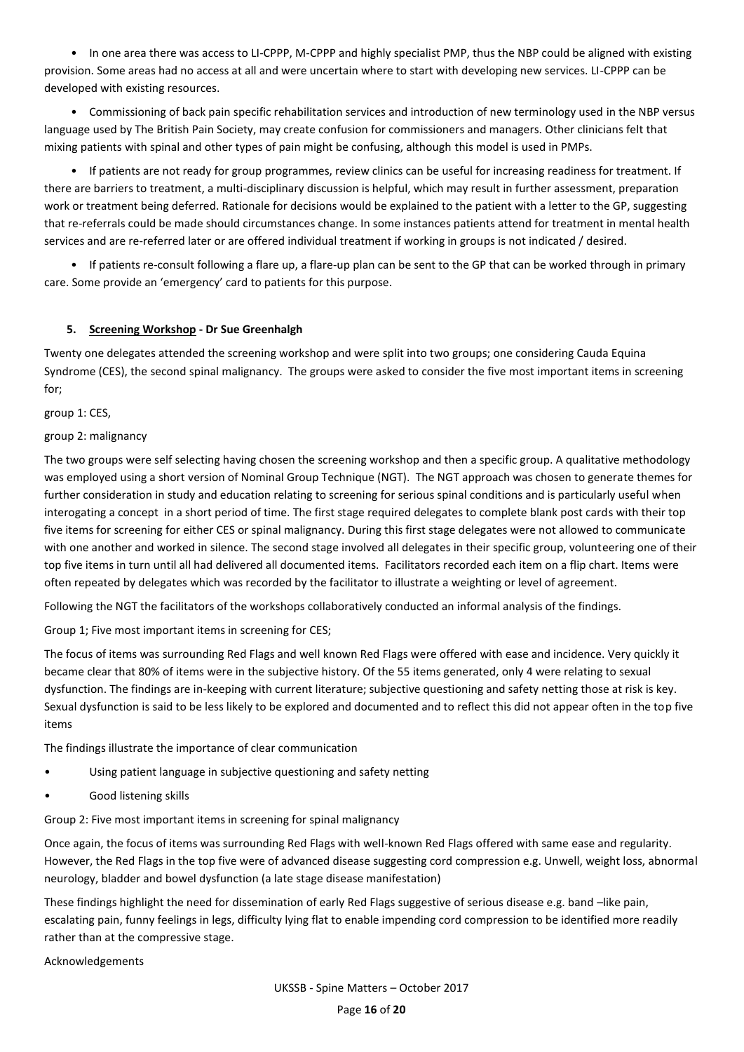- In one area there was access to LI-CPPP, M-CPPP and highly specialist PMP, thus the NBP could be aligned with existing provision. Some areas had no access at all and were uncertain where to start with developing new services. LI-CPPP can be developed with existing resources.
- Commissioning of back pain specific rehabilitation services and introduction of new terminology used in the NBP versus language used by The British Pain Society, may create confusion for commissioners and managers. Other clinicians felt that mixing patients with spinal and other types of pain might be confusing, although this model is used in PMPs.
- If patients are not ready for group programmes, review clinics can be useful for increasing readiness for treatment. If there are barriers to treatment, a multi-disciplinary discussion is helpful, which may result in further assessment, preparation work or treatment being deferred. Rationale for decisions would be explained to the patient with a letter to the GP, suggesting that re-referrals could be made should circumstances change. In some instances patients attend for treatment in mental health services and are re-referred later or are offered individual treatment if working in groups is not indicated / desired.
- If patients re-consult following a flare up, a flare-up plan can be sent to the GP that can be worked through in primary care. Some provide an 'emergency' card to patients for this purpose.

## 5. Screening Workshop - Dr Sue Greenhalgh

Twenty one delegates attended the screening workshop and were split into two groups; one considering Cauda Equina Syndrome (CES), the second spinal malignancy. The groups were asked to consider the five most important items in screening for;

group 1: CES,

group 2: malignancy

The two groups were self selecting having chosen the screening workshop and then a specific group. A qualitative methodology was employed using a short version of Nominal Group Technique (NGT). The NGT approach was chosen to generate themes for further consideration in study and education relating to screening for serious spinal conditions and is particularly useful when interogating a concept in a short period of time. The first stage required delegates to complete blank post cards with their top five items for screening for either CES or spinal malignancy. During this first stage delegates were not allowed to communicate with one another and worked in silence. The second stage involved all delegates in their specific group, volunteering one of their top five items in turn until all had delivered all documented items. Facilitators recorded each item on a flip chart. Items were often repeated by delegates which was recorded by the facilitator to illustrate a weighting or level of agreement.

Following the NGT the facilitators of the workshops collaboratively conducted an informal analysis of the findings.

Group 1; Five most important items in screening for CES;

The focus of items was surrounding Red Flags and well known Red Flags were offered with ease and incidence. Very quickly it became clear that 80% of items were in the subjective history. Of the 55 items generated, only 4 were relating to sexual dysfunction. The findings are in-keeping with current literature; subjective questioning and safety netting those at risk is key. Sexual dysfunction is said to be less likely to be explored and documented and to reflect this did not appear often in the top five items

The findings illustrate the importance of clear communication

- Using patient language in subjective questioning and safety netting
- Good listening skills

Group 2: Five most important items in screening for spinal malignancy

Once again, the focus of items was surrounding Red Flags with well-known Red Flags offered with same ease and regularity. However, the Red Flags in the top five were of advanced disease suggesting cord compression e.g. Unwell, weight loss, abnormal neurology, bladder and bowel dysfunction (a late stage disease manifestation)

These findings highlight the need for dissemination of early Red Flags suggestive of serious disease e.g. band –like pain, escalating pain, funny feelings in legs, difficulty lying flat to enable impending cord compression to be identified more readily rather than at the compressive stage.

Acknowledgements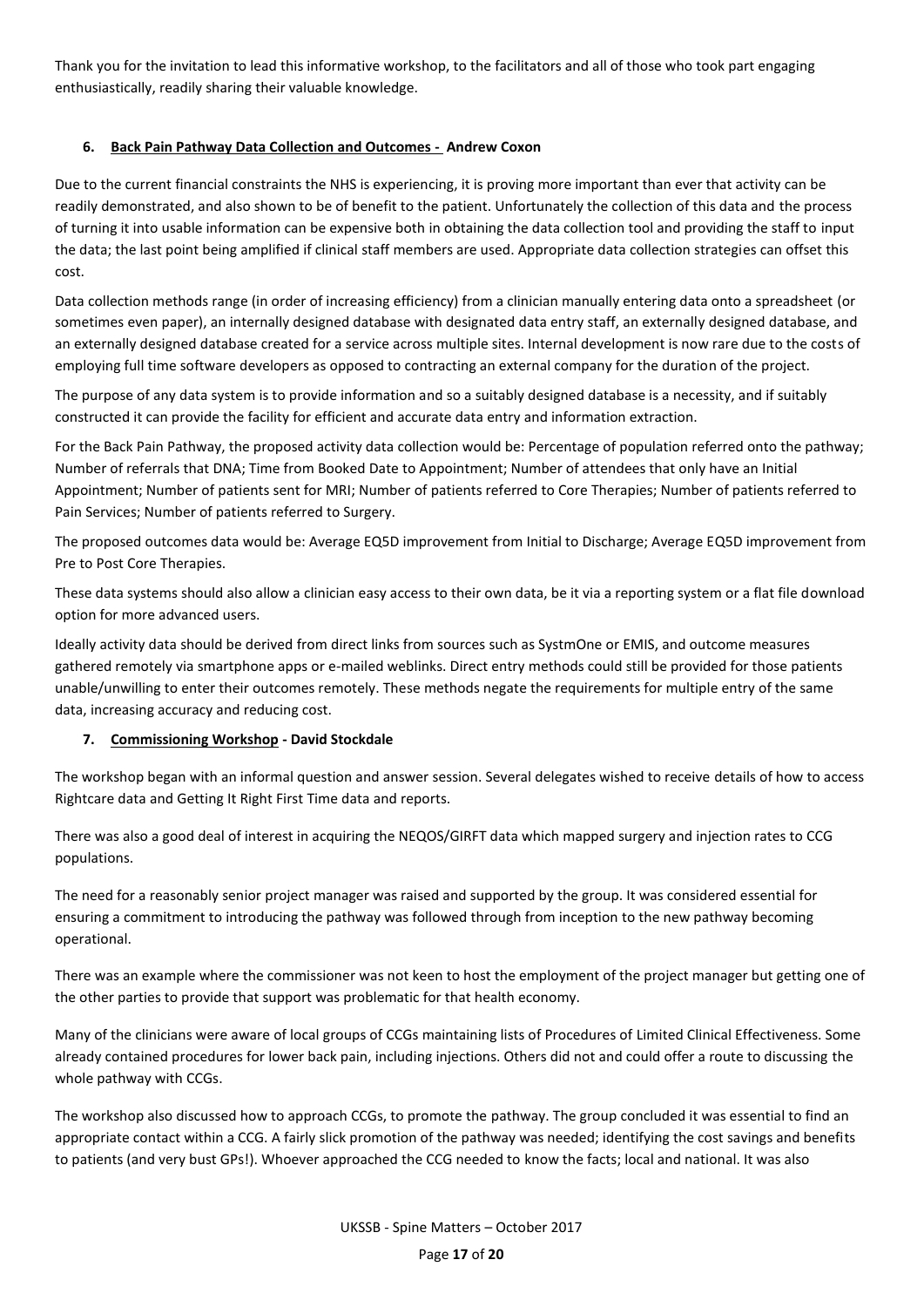Thank you for the invitation to lead this informative workshop, to the facilitators and all of those who took part engaging enthusiastically, readily sharing their valuable knowledge.

## 6. Back Pain Pathway Data Collection and Outcomes - Andrew Coxon

Due to the current financial constraints the NHS is experiencing, it is proving more important than ever that activity can be readily demonstrated, and also shown to be of benefit to the patient. Unfortunately the collection of this data and the process of turning it into usable information can be expensive both in obtaining the data collection tool and providing the staff to input the data; the last point being amplified if clinical staff members are used. Appropriate data collection strategies can offset this cost.

Data collection methods range (in order of increasing efficiency) from a clinician manually entering data onto a spreadsheet (or sometimes even paper), an internally designed database with designated data entry staff, an externally designed database, and an externally designed database created for a service across multiple sites. Internal development is now rare due to the costs of employing full time software developers as opposed to contracting an external company for the duration of the project.

The purpose of any data system is to provide information and so a suitably designed database is a necessity, and if suitably constructed it can provide the facility for efficient and accurate data entry and information extraction.

For the Back Pain Pathway, the proposed activity data collection would be: Percentage of population referred onto the pathway; Number of referrals that DNA; Time from Booked Date to Appointment; Number of attendees that only have an Initial Appointment; Number of patients sent for MRI; Number of patients referred to Core Therapies; Number of patients referred to Pain Services; Number of patients referred to Surgery.

The proposed outcomes data would be: Average EQ5D improvement from Initial to Discharge; Average EQ5D improvement from Pre to Post Core Therapies.

These data systems should also allow a clinician easy access to their own data, be it via a reporting system or a flat file download option for more advanced users.

Ideally activity data should be derived from direct links from sources such as SystmOne or EMIS, and outcome measures gathered remotely via smartphone apps or e-mailed weblinks. Direct entry methods could still be provided for those patients unable/unwilling to enter their outcomes remotely. These methods negate the requirements for multiple entry of the same data, increasing accuracy and reducing cost.

## 7. Commissioning Workshop - David Stockdale

The workshop began with an informal question and answer session. Several delegates wished to receive details of how to access Rightcare data and Getting It Right First Time data and reports.

There was also a good deal of interest in acquiring the NEQOS/GIRFT data which mapped surgery and injection rates to CCG populations.

The need for a reasonably senior project manager was raised and supported by the group. It was considered essential for ensuring a commitment to introducing the pathway was followed through from inception to the new pathway becoming operational.

There was an example where the commissioner was not keen to host the employment of the project manager but getting one of the other parties to provide that support was problematic for that health economy.

Many of the clinicians were aware of local groups of CCGs maintaining lists of Procedures of Limited Clinical Effectiveness. Some already contained procedures for lower back pain, including injections. Others did not and could offer a route to discussing the whole pathway with CCGs.

The workshop also discussed how to approach CCGs, to promote the pathway. The group concluded it was essential to find an appropriate contact within a CCG. A fairly slick promotion of the pathway was needed; identifying the cost savings and benefits to patients (and very bust GPs!). Whoever approached the CCG needed to know the facts; local and national. It was also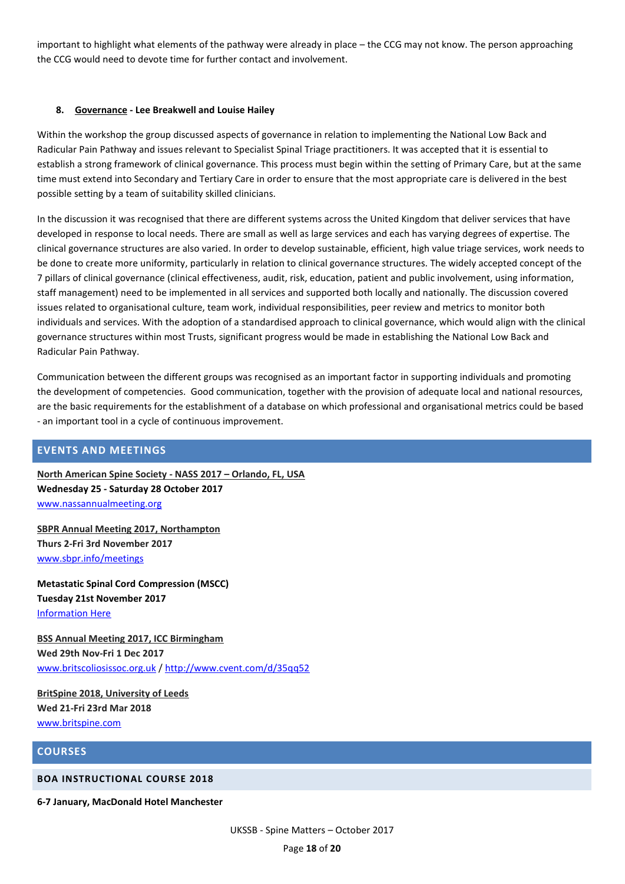important to highlight what elements of the pathway were already in place – the CCG may not know. The person approaching the CCG would need to devote time for further contact and involvement.

8. **Governance - Lee Breakwell and Louise Hailey**

Within the workshop the group discussed aspects of governance in relation to implementing the National Low Back and Radicular Pain Pathway and issues relevant to Specialist Spinal Triage practitioners. It was accepted that it is essential to establish a strong framework of clinical governance. This process must begin within the setting of Primary Care, but at the same time must extend into Secondary and Tertiary Care in order to ensure that the most appropriate care is delivered in the best possible setting by a team of suitability skilled clinicians.

In the discussion it was recognised that there are different systems across the United Kingdom that deliver services that have developed in response to local needs. There are small as well as large services and each has varying degrees of expertise. The clinical governance structures are also varied. In order to develop sustainable, efficient, high value triage services, work needs to be done to create more uniformity, particularly in relation to clinical governance structures. The widely accepted concept of the 7 pillars of clinical governance (clinical effectiveness, audit, risk, education, patient and public involvement, using information, staff management) need to be implemented in all services and supported both locally and nationally. The discussion covered issues related to organisational culture, team work, individual responsibilities, peer review and metrics to monitor both individuals and services. With the adoption of a standardised approach to clinical governance, which would align with the clinical governance structures within most Trusts, significant progress would be made in establishing the National Low Back and Radicular Pain Pathway.

Communication between the different groups was recognised as an important factor in supporting individuals and promoting the development of competencies. Good communication, together with the provision of adequate local and national resources, are the basic requirements for the establishment of a database on which professional and organisational metrics could be based - an important tool in a cycle of continuous improvement.

## EVENTS AND MEETINGS

**North American Spine Society - NASS 2017 – Orlando, FL, USA**
**Wednesday 25 - Saturday 28 October 2017**
www.nassannualmeeting.org

**SBPR Annual Meeting 2017, Northampton**
**Thurs 2-Fri 3rd November 2017**
www.sbpr.info/meetings

**Metastatic Spinal Cord Compression (MSCC)**
**Tuesday 21st November 2017**
Information Here

**BSS Annual Meeting 2017, ICC Birmingham**
**Wed 29th Nov-Fri 1 Dec 2017**
www.britscoliosissoc.org.uk / http://www.cvent.com/d/35qq52

**BritSpine 2018, University of Leeds**
**Wed 21-Fri 23rd Mar 2018**
www.britspine.com

## COURSES

### BOA INSTRUCTIONAL COURSE 2018

**6-7 January, MacDonald Hotel Manchester**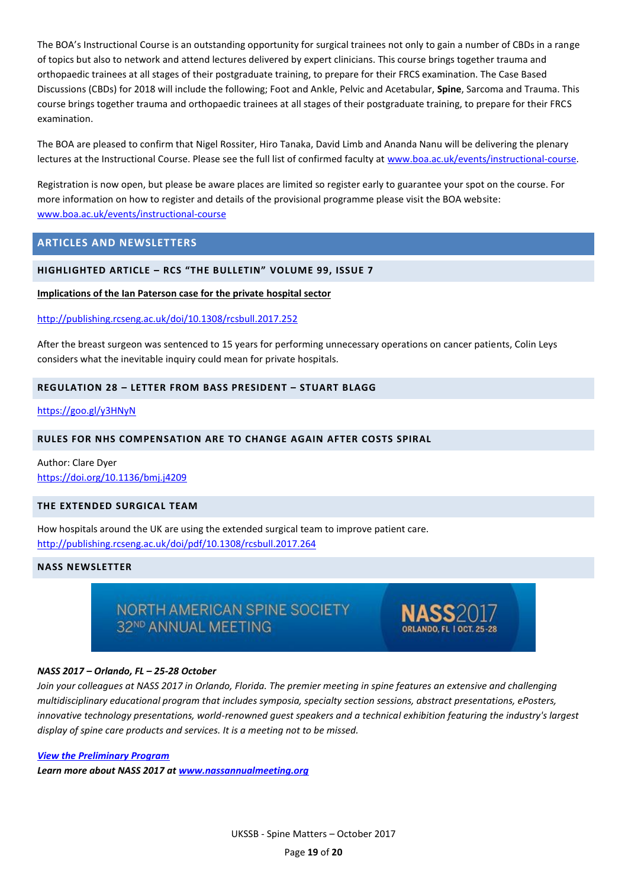The BOA's Instructional Course is an outstanding opportunity for surgical trainees not only to gain a number of CBDs in a range of topics but also to network and attend lectures delivered by expert clinicians. This course brings together trauma and orthopaedic trainees at all stages of their postgraduate training, to prepare for their FRCS examination. The Case Based Discussions (CBDs) for 2018 will include the following; Foot and Ankle, Pelvic and Acetabular, **Spine**, Sarcoma and Trauma. This course brings together trauma and orthopaedic trainees at all stages of their postgraduate training, to prepare for their FRCS examination.

The BOA are pleased to confirm that Nigel Rossiter, Hiro Tanaka, David Limb and Ananda Nanu will be delivering the plenary lectures at the Instructional Course. Please see the full list of confirmed faculty at www.boa.ac.uk/events/instructional-course.

Registration is now open, but please be aware places are limited so register early to guarantee your spot on the course. For more information on how to register and details of the provisional programme please visit the BOA website: www.boa.ac.uk/events/instructional-course

## ARTICLES AND NEWSLETTERS

### HIGHLIGHTED ARTICLE – RCS "THE BULLETIN" VOLUME 99, ISSUE 7

**Implications of the Ian Paterson case for the private hospital sector**

http://publishing.rcseng.ac.uk/doi/10.1308/rcsbull.2017.252

After the breast surgeon was sentenced to 15 years for performing unnecessary operations on cancer patients, Colin Leys considers what the inevitable inquiry could mean for private hospitals.

### REGULATION 28 – LETTER FROM BASS PRESIDENT – STUART BLAGG

https://goo.gl/y3HNyN

### RULES FOR NHS COMPENSATION ARE TO CHANGE AGAIN AFTER COSTS SPIRAL

Author: Clare Dyer
https://doi.org/10.1136/bmj.j4209

### THE EXTENDED SURGICAL TEAM

How hospitals around the UK are using the extended surgical team to improve patient care.
http://publishing.rcseng.ac.uk/doi/pdf/10.1308/rcsbull.2017.264

### NASS NEWSLETTER

NORTH AMERICAN SPINE SOCIETY 32ND ANNUAL MEETING — NASS2017 ORLANDO, FL | OCT. 25-28

***NASS 2017 – Orlando, FL – 25-28 October***
*Join your colleagues at NASS 2017 in Orlando, Florida. The premier meeting in spine features an extensive and challenging multidisciplinary educational program that includes symposia, specialty section sessions, abstract presentations, ePosters, innovative technology presentations, world-renowned guest speakers and a technical exhibition featuring the industry's largest display of spine care products and services. It is a meeting not to be missed.*

***View the Preliminary Program***
***Learn more about NASS 2017 at www.nassannualmeeting.org***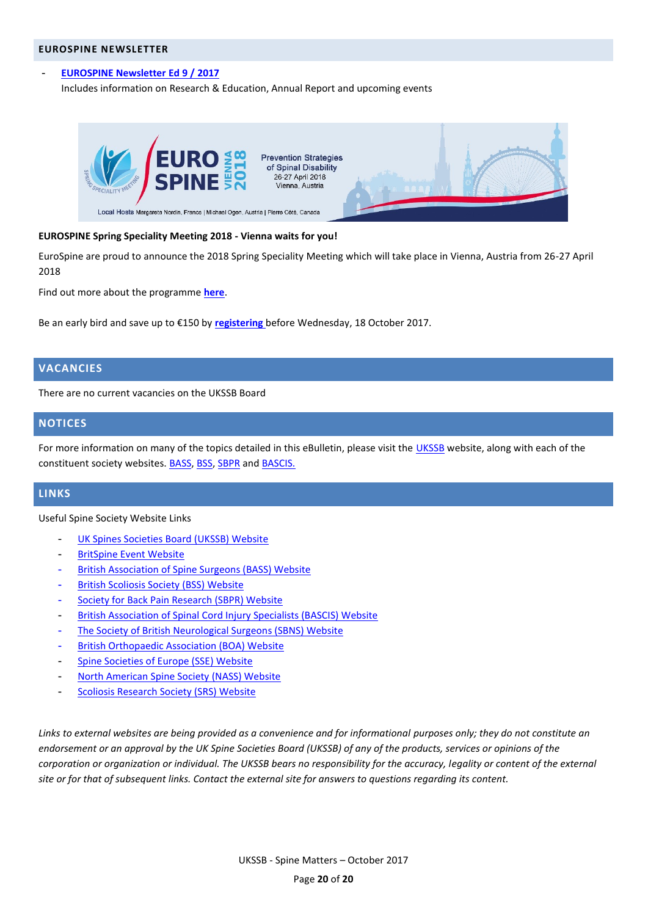## EUROSPINE NEWSLETTER

- EUROSPINE Newsletter Ed 9 / 2017

  Includes information on Research & Education, Annual Report and upcoming events

**EUROSPINE Spring Speciality Meeting 2018 - Vienna waits for you!**

EuroSpine are proud to announce the 2018 Spring Speciality Meeting which will take place in Vienna, Austria from 26-27 April 2018

Find out more about the programme **here**.

Be an early bird and save up to €150 by **registering** before Wednesday, 18 October 2017.

## VACANCIES

There are no current vacancies on the UKSSB Board

## NOTICES

For more information on many of the topics detailed in this eBulletin, please visit the UKSSB website, along with each of the constituent society websites. BASS, BSS, SBPR and BASCIS.

## LINKS

Useful Spine Society Website Links

- UK Spines Societies Board (UKSSB) Website
- BritSpine Event Website
- British Association of Spine Surgeons (BASS) Website
- British Scoliosis Society (BSS) Website
- Society for Back Pain Research (SBPR) Website
- British Association of Spinal Cord Injury Specialists (BASCIS) Website
- The Society of British Neurological Surgeons (SBNS) Website
- British Orthopaedic Association (BOA) Website
- Spine Societies of Europe (SSE) Website
- North American Spine Society (NASS) Website
- Scoliosis Research Society (SRS) Website

*Links to external websites are being provided as a convenience and for informational purposes only; they do not constitute an endorsement or an approval by the UK Spine Societies Board (UKSSB) of any of the products, services or opinions of the corporation or organization or individual. The UKSSB bears no responsibility for the accuracy, legality or content of the external site or for that of subsequent links. Contact the external site for answers to questions regarding its content.*